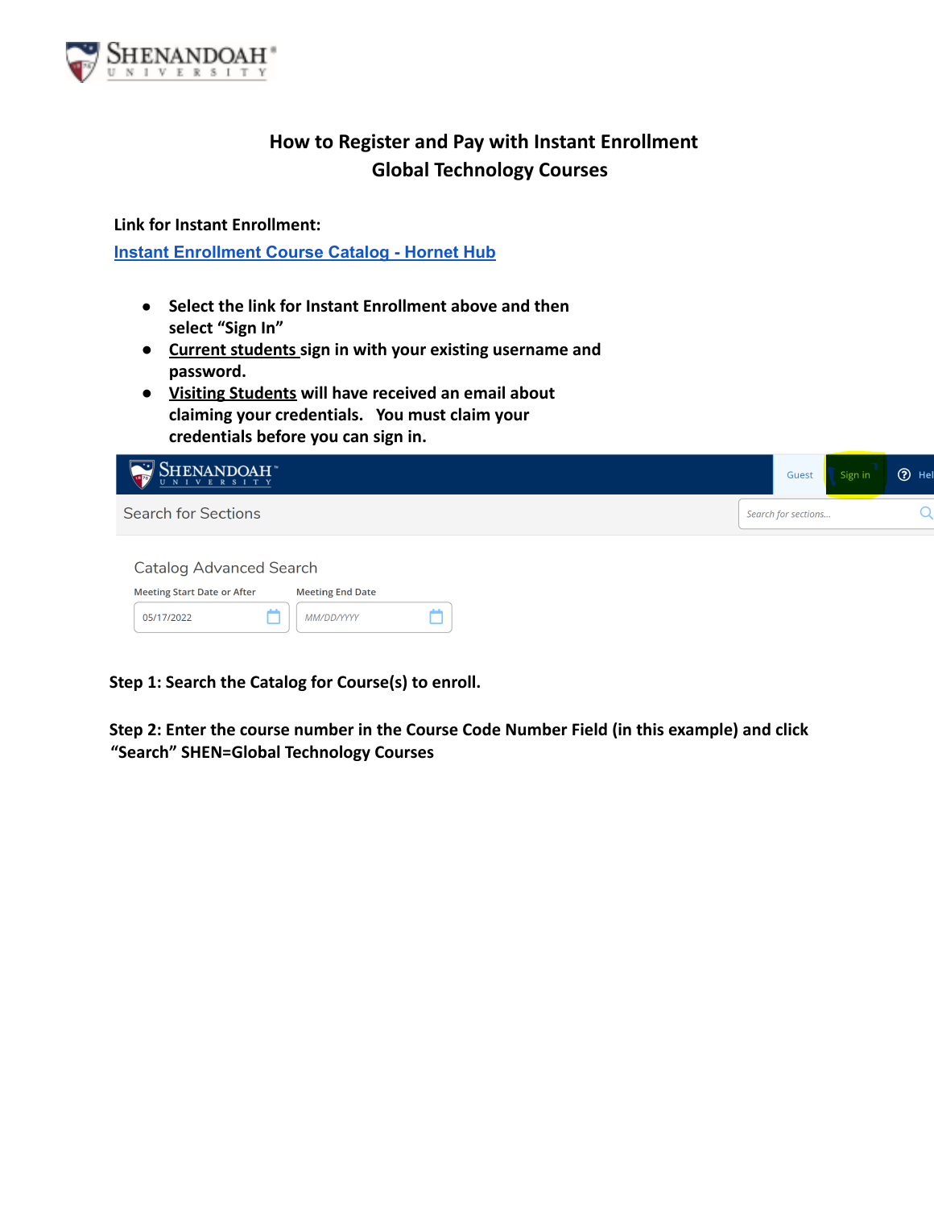# How to Register and Pay with Instant Enrollment
## Global Technology Courses

**Link for Instant Enrollment:**

[Instant Enrollment Course Catalog - Hornet Hub]()

- **Select the link for Instant Enrollment above and then select "Sign In"**
- **Current students sign in with your existing username and password.**
- **Visiting Students will have received an email about claiming your credentials. You must claim your credentials before you can sign in.**

**Step 1: Search the Catalog for Course(s) to enroll.**

**Step 2: Enter the course number in the Course Code Number Field (in this example) and click "Search" SHEN=Global Technology Courses**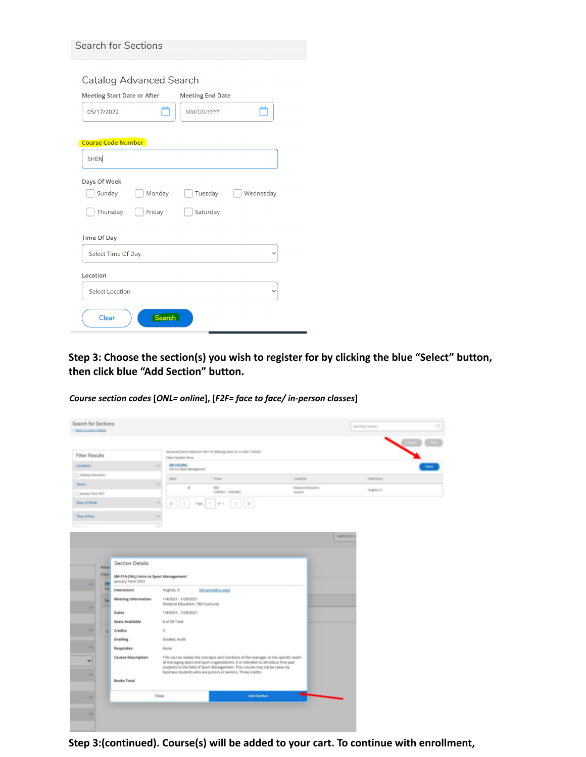Search for Sections

Catalog Advanced Search

Meeting Start Date or After

05/17/2022

Meeting End Date

MM/DD/YYYY

Course Code Number

SHEN

Days Of Week

Sunday Monday Tuesday Wednesday

Thursday Friday Saturday

Time Of Day

Select Time Of Day

Location

Select Location

Clear Search

**Step 3: Choose the section(s) you wish to register for by clicking the blue "Select" button, then click blue "Add Section" button.**

***Course section codes*** **[*ONL= online*], [*F2F= face to face/ in-person classes*]**

**Step 3:(continued). Course(s) will be added to your cart. To continue with enrollment,**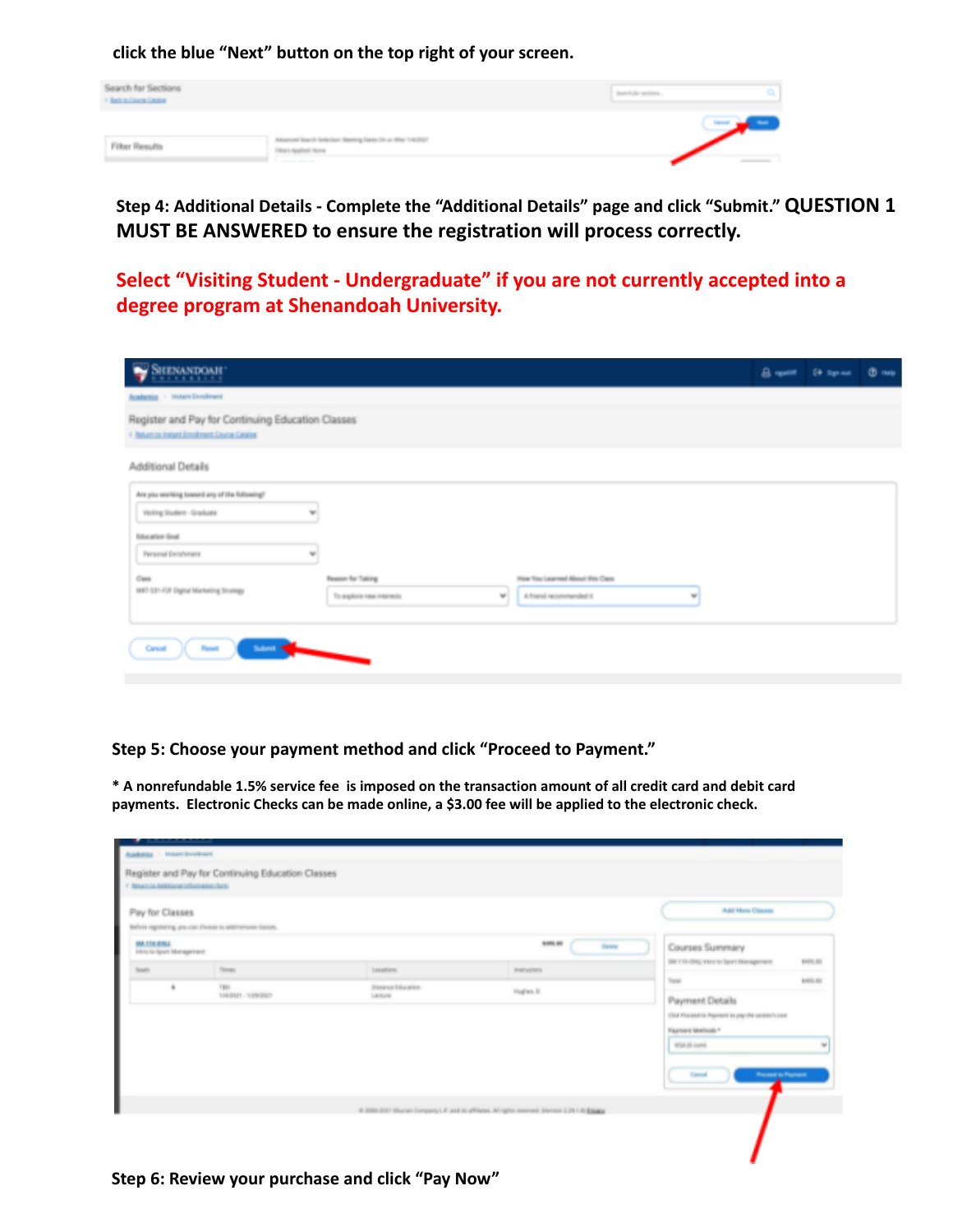click the blue "Next" button on the top right of your screen.

**Step 4: Additional Details - Complete the "Additional Details" page and click "Submit." QUESTION 1 MUST BE ANSWERED to ensure the registration will process correctly.**

**Select "Visiting Student - Undergraduate" if you are not currently accepted into a degree program at Shenandoah University.**

**Step 5: Choose your payment method and click "Proceed to Payment."**

**\* A nonrefundable 1.5% service fee is imposed on the transaction amount of all credit card and debit card payments. Electronic Checks can be made online, a $3.00 fee will be applied to the electronic check.**

**Step 6: Review your purchase and click "Pay Now"**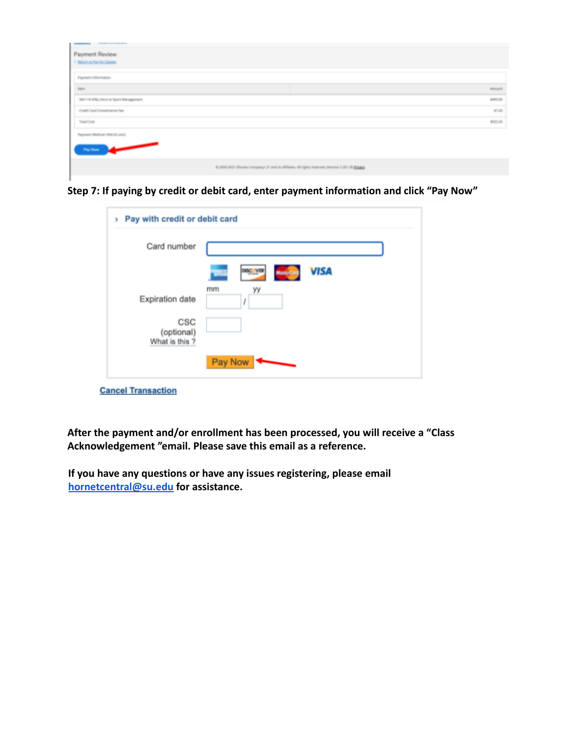**Step 7: If paying by credit or debit card, enter payment information and click "Pay Now"**

**After the payment and/or enrollment has been processed, you will receive a "Class Acknowledgement "email. Please save this email as a reference.**

**If you have any questions or have any issues registering, please email [hornetcentral@su.edu](mailto:hornetcentral@su.edu) for assistance.**